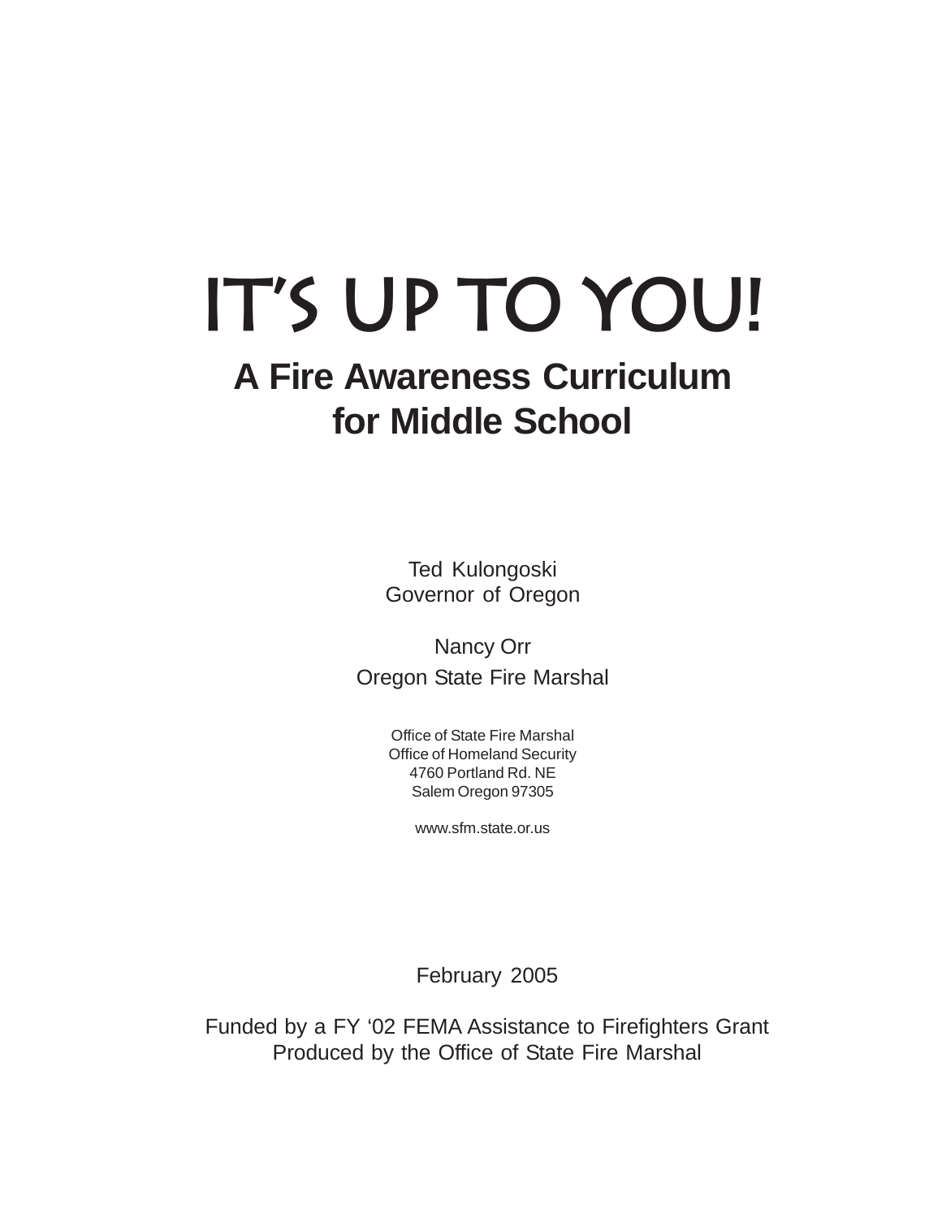# IT'S UP TO YOU!

## A Fire Awareness Curriculum for Middle School

Ted Kulongoski
Governor of Oregon

Nancy Orr
Oregon State Fire Marshal

Office of State Fire Marshal
Office of Homeland Security
4760 Portland Rd. NE
Salem Oregon 97305

www.sfm.state.or.us

February 2005

Funded by a FY '02 FEMA Assistance to Firefighters Grant
Produced by the Office of State Fire Marshal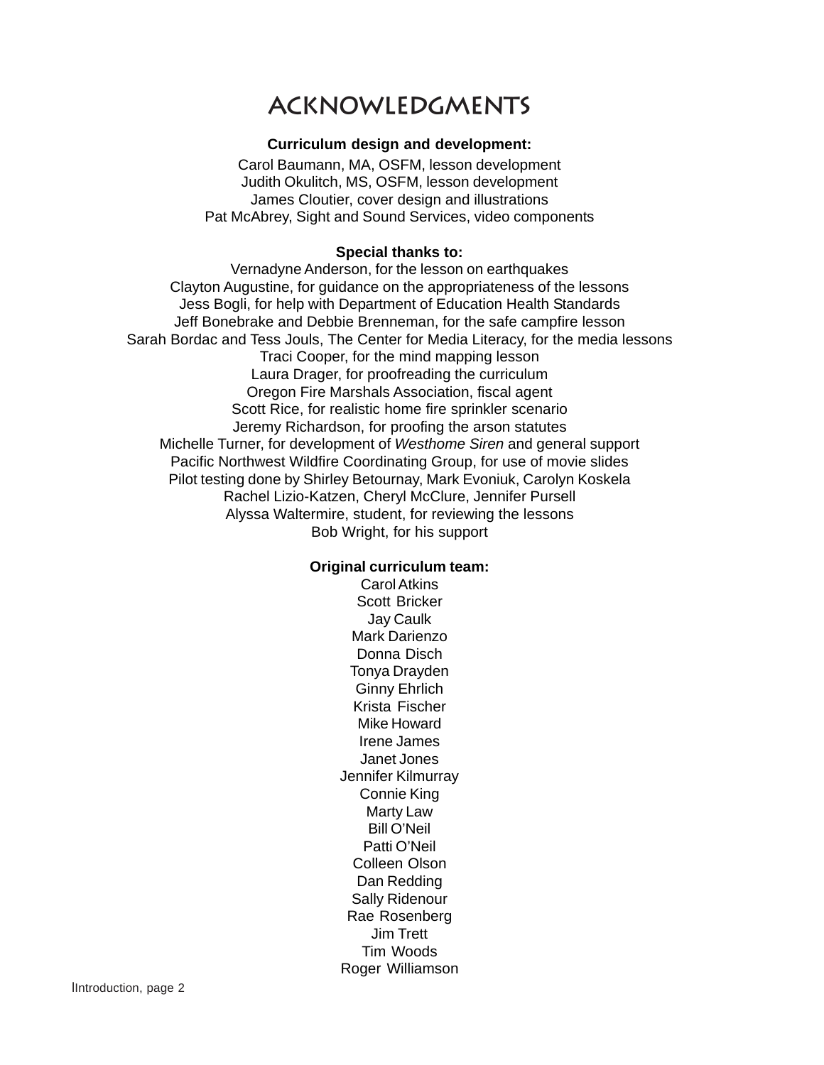# ACKNOWLEDGMENTS

**Curriculum design and development:**

Carol Baumann, MA, OSFM, lesson development
Judith Okulitch, MS, OSFM, lesson development
James Cloutier, cover design and illustrations
Pat McAbrey, Sight and Sound Services, video components

**Special thanks to:**

Vernadyne Anderson, for the lesson on earthquakes
Clayton Augustine, for guidance on the appropriateness of the lessons
Jess Bogli, for help with Department of Education Health Standards
Jeff Bonebrake and Debbie Brenneman, for the safe campfire lesson
Sarah Bordac and Tess Jouls, The Center for Media Literacy, for the media lessons
Traci Cooper, for the mind mapping lesson
Laura Drager, for proofreading the curriculum
Oregon Fire Marshals Association, fiscal agent
Scott Rice, for realistic home fire sprinkler scenario
Jeremy Richardson, for proofing the arson statutes
Michelle Turner, for development of *Westhome Siren* and general support
Pacific Northwest Wildfire Coordinating Group, for use of movie slides
Pilot testing done by Shirley Betournay, Mark Evoniuk, Carolyn Koskela
Rachel Lizio-Katzen, Cheryl McClure, Jennifer Pursell
Alyssa Waltermire, student, for reviewing the lessons
Bob Wright, for his support

**Original curriculum team:**

Carol Atkins
Scott Bricker
Jay Caulk
Mark Darienzo
Donna Disch
Tonya Drayden
Ginny Ehrlich
Krista Fischer
Mike Howard
Irene James
Janet Jones
Jennifer Kilmurray
Connie King
Marty Law
Bill O'Neil
Patti O'Neil
Colleen Olson
Dan Redding
Sally Ridenour
Rae Rosenberg
Jim Trett
Tim Woods
Roger Williamson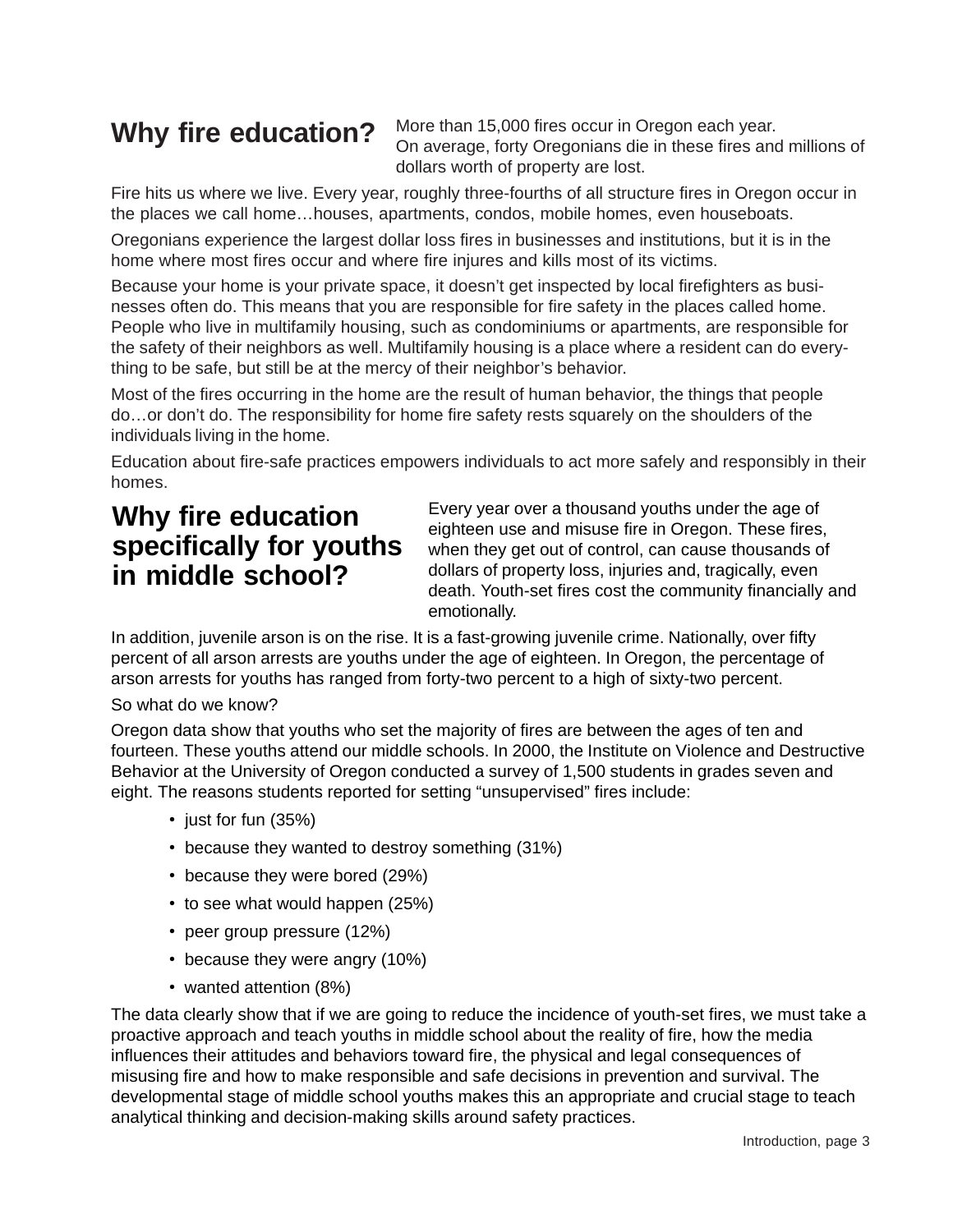## Why fire education?

More than 15,000 fires occur in Oregon each year. On average, forty Oregonians die in these fires and millions of dollars worth of property are lost.

Fire hits us where we live. Every year, roughly three-fourths of all structure fires in Oregon occur in the places we call home…houses, apartments, condos, mobile homes, even houseboats.

Oregonians experience the largest dollar loss fires in businesses and institutions, but it is in the home where most fires occur and where fire injures and kills most of its victims.

Because your home is your private space, it doesn't get inspected by local firefighters as businesses often do. This means that you are responsible for fire safety in the places called home. People who live in multifamily housing, such as condominiums or apartments, are responsible for the safety of their neighbors as well. Multifamily housing is a place where a resident can do everything to be safe, but still be at the mercy of their neighbor's behavior.

Most of the fires occurring in the home are the result of human behavior, the things that people do…or don't do. The responsibility for home fire safety rests squarely on the shoulders of the individuals living in the home.

Education about fire-safe practices empowers individuals to act more safely and responsibly in their homes.

## Why fire education specifically for youths in middle school?

Every year over a thousand youths under the age of eighteen use and misuse fire in Oregon. These fires, when they get out of control, can cause thousands of dollars of property loss, injuries and, tragically, even death. Youth-set fires cost the community financially and emotionally.

In addition, juvenile arson is on the rise. It is a fast-growing juvenile crime. Nationally, over fifty percent of all arson arrests are youths under the age of eighteen. In Oregon, the percentage of arson arrests for youths has ranged from forty-two percent to a high of sixty-two percent.

So what do we know?

Oregon data show that youths who set the majority of fires are between the ages of ten and fourteen. These youths attend our middle schools. In 2000, the Institute on Violence and Destructive Behavior at the University of Oregon conducted a survey of 1,500 students in grades seven and eight. The reasons students reported for setting "unsupervised" fires include:

- just for fun (35%)
- because they wanted to destroy something (31%)
- because they were bored (29%)
- to see what would happen (25%)
- peer group pressure (12%)
- because they were angry (10%)
- wanted attention (8%)

The data clearly show that if we are going to reduce the incidence of youth-set fires, we must take a proactive approach and teach youths in middle school about the reality of fire, how the media influences their attitudes and behaviors toward fire, the physical and legal consequences of misusing fire and how to make responsible and safe decisions in prevention and survival. The developmental stage of middle school youths makes this an appropriate and crucial stage to teach analytical thinking and decision-making skills around safety practices.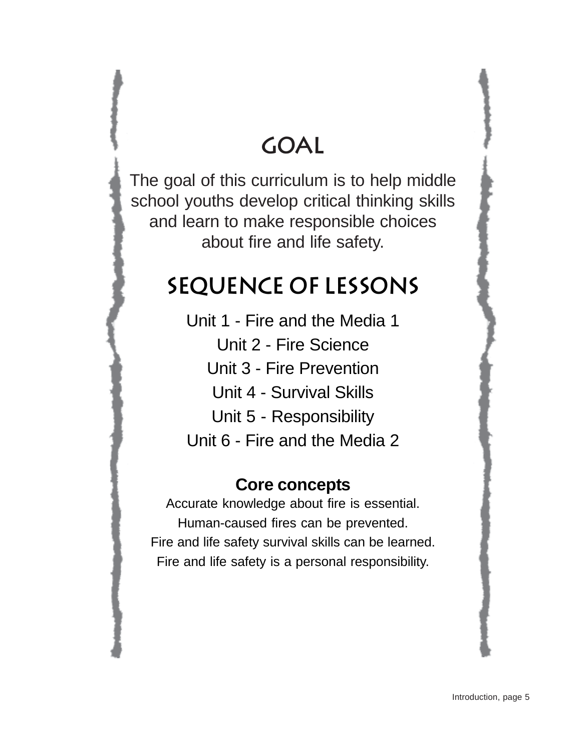# GOAL

The goal of this curriculum is to help middle school youths develop critical thinking skills and learn to make responsible choices about fire and life safety.

# SEQUENCE OF LESSONS

Unit 1 - Fire and the Media 1

Unit 2 - Fire Science

Unit 3 - Fire Prevention

Unit 4 - Survival Skills

Unit 5 - Responsibility

Unit 6 - Fire and the Media 2

**Core concepts**

Accurate knowledge about fire is essential.

Human-caused fires can be prevented.

Fire and life safety survival skills can be learned.

Fire and life safety is a personal responsibility.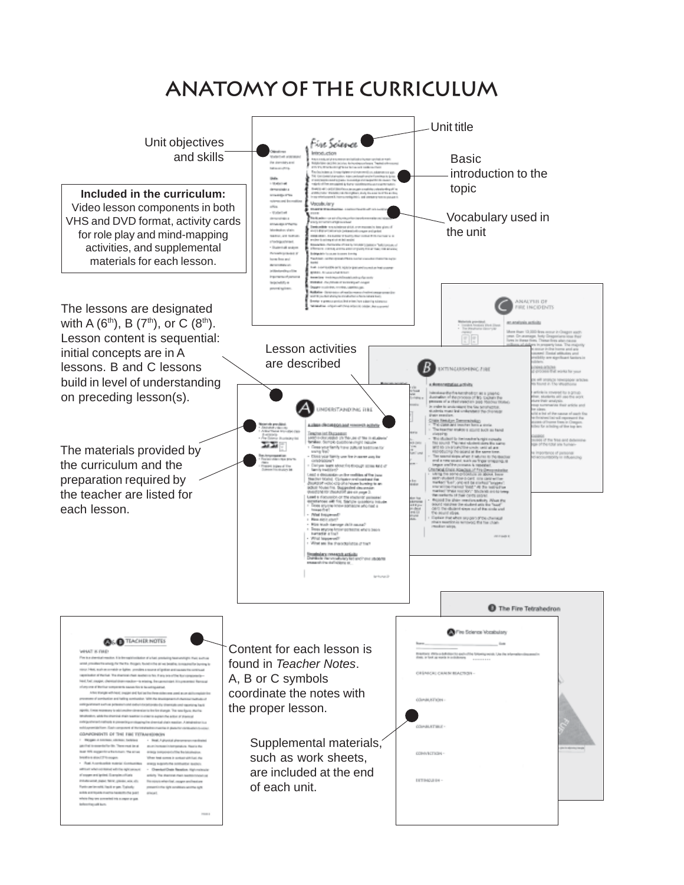# ANATOMY OF THE CURRICULUM

Unit objectives and skills

Unit title

Basic introduction to the topic

Vocabulary used in the unit

**Included in the curriculum:**
Video lesson components in both VHS and DVD format, activity cards for role play and mind-mapping activities, and supplemental materials for each lesson.

The lessons are designated with A (6th), B (7th), or C (8th). Lesson content is sequential: initial concepts are in A lessons. B and C lessons build in level of understanding on preceding lesson(s).

Lesson activities are described

The materials provided by the curriculum and the preparation required by the teacher are listed for each lesson.

Content for each lesson is found in *Teacher Notes*. A, B or C symbols coordinate the notes with the proper lesson.

Supplemental materials, such as work sheets, are included at the end of each unit.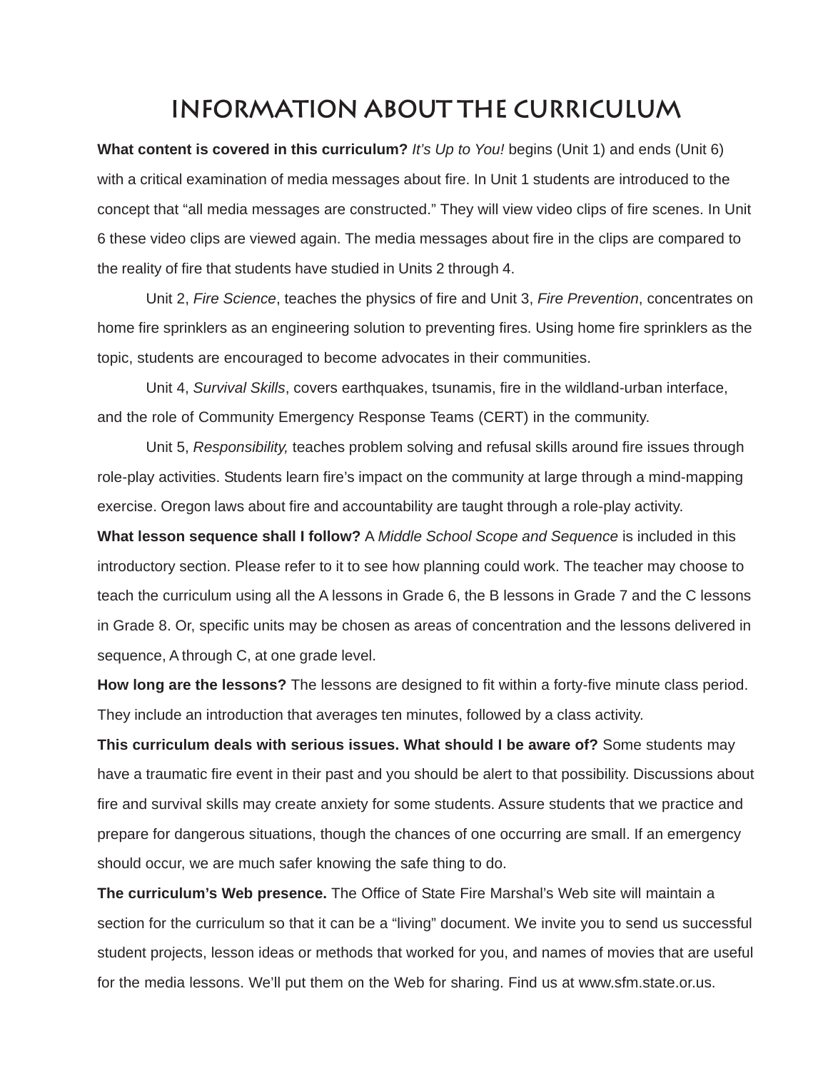# INFORMATION ABOUT THE CURRICULUM

**What content is covered in this curriculum?** *It's Up to You!* begins (Unit 1) and ends (Unit 6) with a critical examination of media messages about fire. In Unit 1 students are introduced to the concept that "all media messages are constructed." They will view video clips of fire scenes. In Unit 6 these video clips are viewed again. The media messages about fire in the clips are compared to the reality of fire that students have studied in Units 2 through 4.

Unit 2, *Fire Science*, teaches the physics of fire and Unit 3, *Fire Prevention*, concentrates on home fire sprinklers as an engineering solution to preventing fires. Using home fire sprinklers as the topic, students are encouraged to become advocates in their communities.

Unit 4, *Survival Skills*, covers earthquakes, tsunamis, fire in the wildland-urban interface, and the role of Community Emergency Response Teams (CERT) in the community.

Unit 5, *Responsibility,* teaches problem solving and refusal skills around fire issues through role-play activities. Students learn fire's impact on the community at large through a mind-mapping exercise. Oregon laws about fire and accountability are taught through a role-play activity.

**What lesson sequence shall I follow?** A *Middle School Scope and Sequence* is included in this introductory section. Please refer to it to see how planning could work. The teacher may choose to teach the curriculum using all the A lessons in Grade 6, the B lessons in Grade 7 and the C lessons in Grade 8. Or, specific units may be chosen as areas of concentration and the lessons delivered in sequence, A through C, at one grade level.

**How long are the lessons?** The lessons are designed to fit within a forty-five minute class period. They include an introduction that averages ten minutes, followed by a class activity.

**This curriculum deals with serious issues. What should I be aware of?** Some students may have a traumatic fire event in their past and you should be alert to that possibility. Discussions about fire and survival skills may create anxiety for some students. Assure students that we practice and prepare for dangerous situations, though the chances of one occurring are small. If an emergency should occur, we are much safer knowing the safe thing to do.

**The curriculum's Web presence.** The Office of State Fire Marshal's Web site will maintain a section for the curriculum so that it can be a "living" document. We invite you to send us successful student projects, lesson ideas or methods that worked for you, and names of movies that are useful for the media lessons. We'll put them on the Web for sharing. Find us at www.sfm.state.or.us.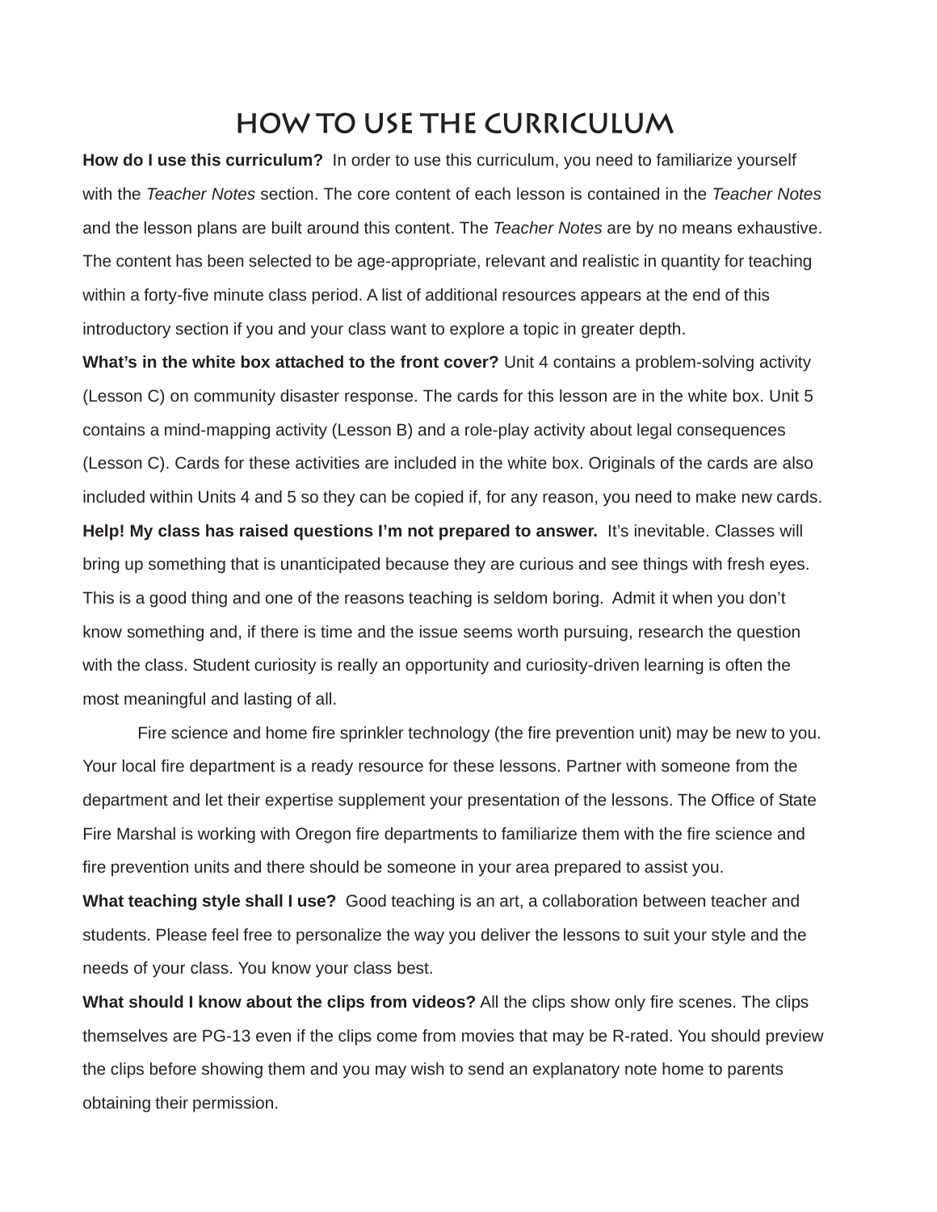# HOW TO USE THE CURRICULUM

**How do I use this curriculum?** In order to use this curriculum, you need to familiarize yourself with the *Teacher Notes* section. The core content of each lesson is contained in the *Teacher Notes* and the lesson plans are built around this content. The *Teacher Notes* are by no means exhaustive. The content has been selected to be age-appropriate, relevant and realistic in quantity for teaching within a forty-five minute class period. A list of additional resources appears at the end of this introductory section if you and your class want to explore a topic in greater depth.

**What's in the white box attached to the front cover?** Unit 4 contains a problem-solving activity (Lesson C) on community disaster response. The cards for this lesson are in the white box. Unit 5 contains a mind-mapping activity (Lesson B) and a role-play activity about legal consequences (Lesson C). Cards for these activities are included in the white box. Originals of the cards are also included within Units 4 and 5 so they can be copied if, for any reason, you need to make new cards.

**Help! My class has raised questions I'm not prepared to answer.** It's inevitable. Classes will bring up something that is unanticipated because they are curious and see things with fresh eyes. This is a good thing and one of the reasons teaching is seldom boring. Admit it when you don't know something and, if there is time and the issue seems worth pursuing, research the question with the class. Student curiosity is really an opportunity and curiosity-driven learning is often the most meaningful and lasting of all.

Fire science and home fire sprinkler technology (the fire prevention unit) may be new to you. Your local fire department is a ready resource for these lessons. Partner with someone from the department and let their expertise supplement your presentation of the lessons. The Office of State Fire Marshal is working with Oregon fire departments to familiarize them with the fire science and fire prevention units and there should be someone in your area prepared to assist you.

**What teaching style shall I use?** Good teaching is an art, a collaboration between teacher and students. Please feel free to personalize the way you deliver the lessons to suit your style and the needs of your class. You know your class best.

**What should I know about the clips from videos?** All the clips show only fire scenes. The clips themselves are PG-13 even if the clips come from movies that may be R-rated. You should preview the clips before showing them and you may wish to send an explanatory note home to parents obtaining their permission.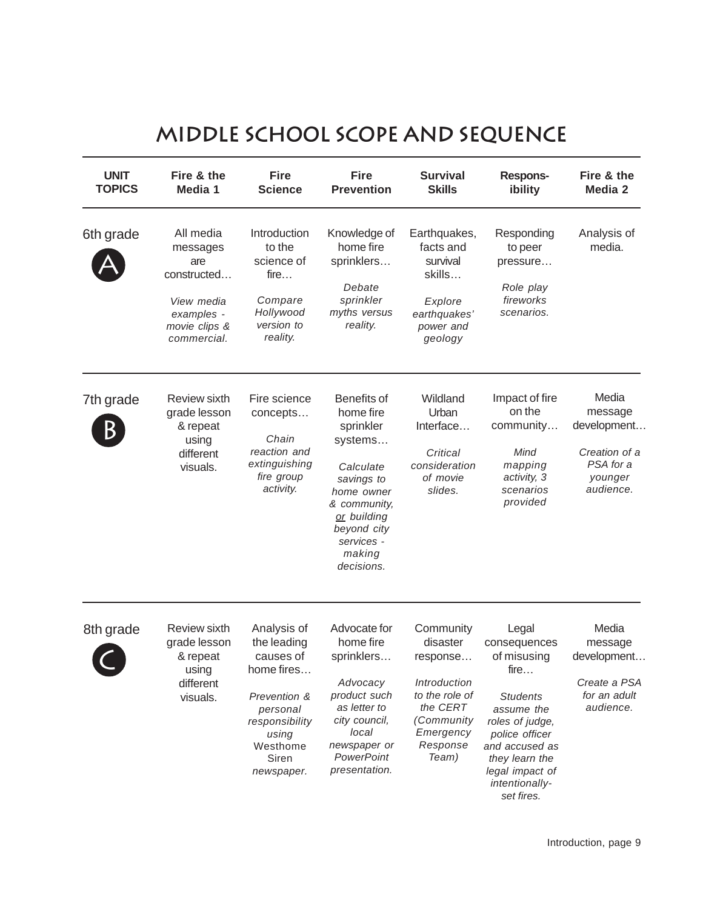# MIDDLE SCHOOL SCOPE AND SEQUENCE

| UNIT TOPICS | Fire & the Media 1 | Fire Science | Fire Prevention | Survival Skills | Respons-ibility | Fire & the Media 2 |
|---|---|---|---|---|---|---|
| 6th grade A | All media messages are constructed… *View media examples - movie clips & commercial.* | Introduction to the science of fire… *Compare Hollywood version to reality.* | Knowledge of home fire sprinklers… *Debate sprinkler myths versus reality.* | Earthquakes, facts and survival skills… *Explore earthquakes' power and geology* | Responding to peer pressure… *Role play fireworks scenarios.* | Analysis of media. |
| 7th grade B | Review sixth grade lesson & repeat using different visuals. | Fire science concepts… *Chain reaction and extinguishing fire group activity.* | Benefits of home fire sprinkler systems… *Calculate savings to home owner & community, or building beyond city services - making decisions.* | Wildland Urban Interface… *Critical consideration of movie slides.* | Impact of fire on the community… *Mind mapping activity, 3 scenarios provided* | Media message development… *Creation of a PSA for a younger audience.* |
| 8th grade C | Review sixth grade lesson & repeat using different visuals. | Analysis of the leading causes of home fires… *Prevention & personal responsibility using* Westhome Siren *newspaper.* | Advocate for home fire sprinklers… *Advocacy product such as letter to city council, local newspaper or PowerPoint presentation.* | Community disaster response… *Introduction to the role of the CERT (Community Emergency Response Team)* | Legal consequences of misusing fire… *Students assume the roles of judge, police officer and accused as they learn the legal impact of intentionally-set fires.* | Media message development… *Create a PSA for an adult audience.* |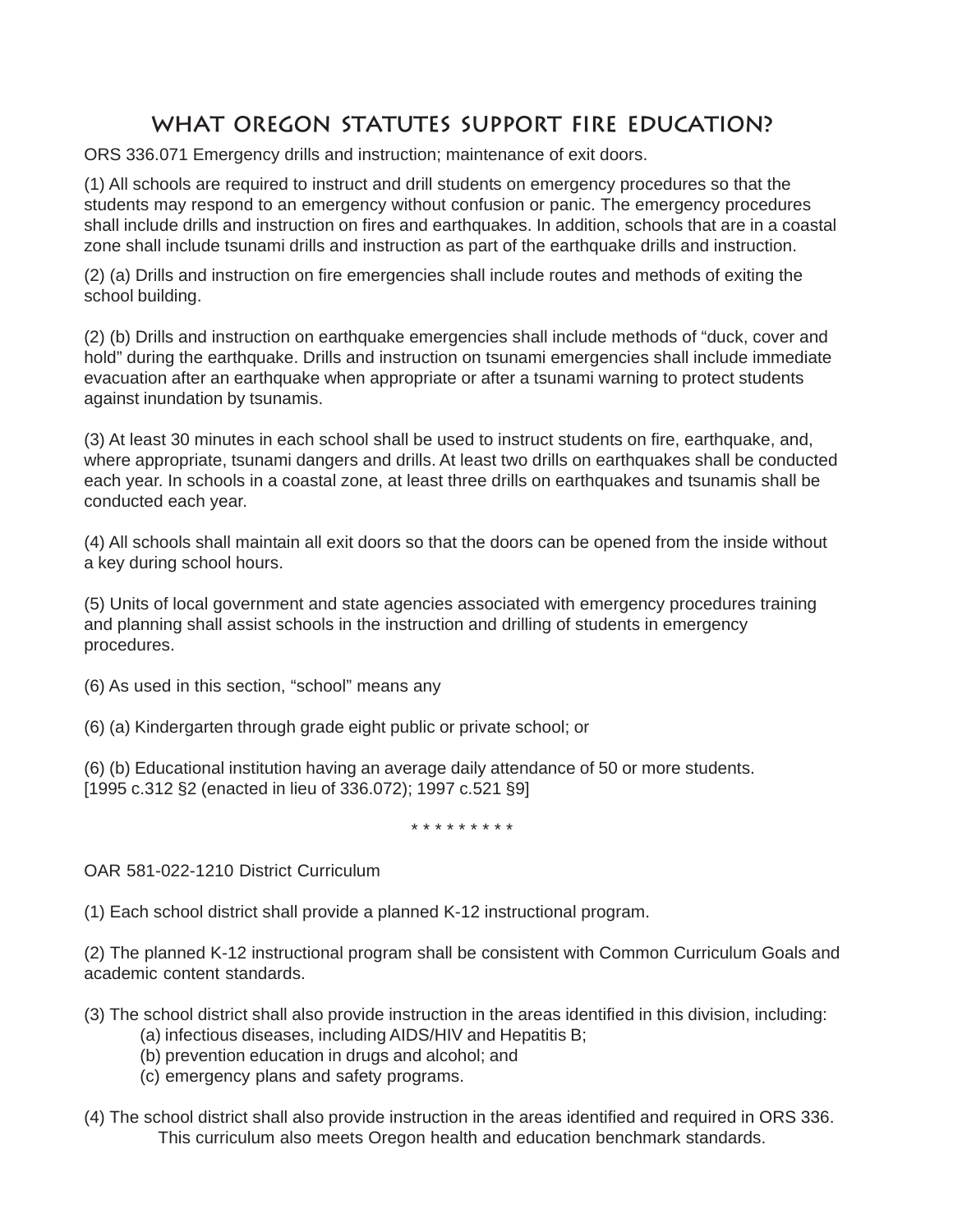# WHAT OREGON STATUTES SUPPORT FIRE EDUCATION?

ORS 336.071 Emergency drills and instruction; maintenance of exit doors.

(1) All schools are required to instruct and drill students on emergency procedures so that the students may respond to an emergency without confusion or panic. The emergency procedures shall include drills and instruction on fires and earthquakes. In addition, schools that are in a coastal zone shall include tsunami drills and instruction as part of the earthquake drills and instruction.

(2) (a) Drills and instruction on fire emergencies shall include routes and methods of exiting the school building.

(2) (b) Drills and instruction on earthquake emergencies shall include methods of “duck, cover and hold” during the earthquake. Drills and instruction on tsunami emergencies shall include immediate evacuation after an earthquake when appropriate or after a tsunami warning to protect students against inundation by tsunamis.

(3) At least 30 minutes in each school shall be used to instruct students on fire, earthquake, and, where appropriate, tsunami dangers and drills. At least two drills on earthquakes shall be conducted each year. In schools in a coastal zone, at least three drills on earthquakes and tsunamis shall be conducted each year.

(4) All schools shall maintain all exit doors so that the doors can be opened from the inside without a key during school hours.

(5) Units of local government and state agencies associated with emergency procedures training and planning shall assist schools in the instruction and drilling of students in emergency procedures.

(6) As used in this section, “school” means any

(6) (a) Kindergarten through grade eight public or private school; or

(6) (b) Educational institution having an average daily attendance of 50 or more students.
[1995 c.312 §2 (enacted in lieu of 336.072); 1997 c.521 §9]

* * * * * * * * *

OAR 581-022-1210 District Curriculum

(1) Each school district shall provide a planned K-12 instructional program.

(2) The planned K-12 instructional program shall be consistent with Common Curriculum Goals and academic content standards.

(3) The school district shall also provide instruction in the areas identified in this division, including:
- (a) infectious diseases, including AIDS/HIV and Hepatitis B;
- (b) prevention education in drugs and alcohol; and
- (c) emergency plans and safety programs.

(4) The school district shall also provide instruction in the areas identified and required in ORS 336.
This curriculum also meets Oregon health and education benchmark standards.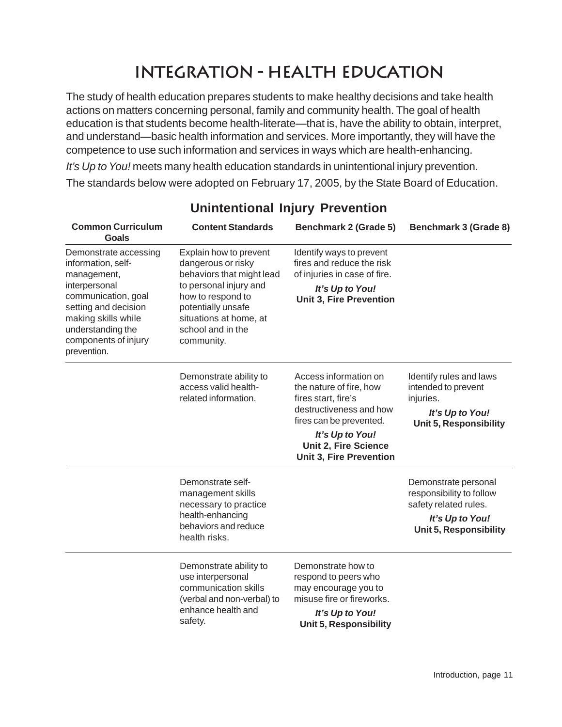# INTEGRATION - HEALTH EDUCATION

The study of health education prepares students to make healthy decisions and take health actions on matters concerning personal, family and community health. The goal of health education is that students become health-literate—that is, have the ability to obtain, interpret, and understand—basic health information and services. More importantly, they will have the competence to use such information and services in ways which are health-enhancing.

*It's Up to You!* meets many health education standards in unintentional injury prevention.

The standards below were adopted on February 17, 2005, by the State Board of Education.

## Unintentional Injury Prevention

| Common Curriculum Goals | Content Standards | Benchmark 2 (Grade 5) | Benchmark 3 (Grade 8) |
|---|---|---|---|
| Demonstrate accessing information, self-management, interpersonal communication, goal setting and decision making skills while understanding the components of injury prevention. | Explain how to prevent dangerous or risky behaviors that might lead to personal injury and how to respond to potentially unsafe situations at home, at school and in the community. | Identify ways to prevent fires and reduce the risk of injuries in case of fire. ***It's Up to You!*** **Unit 3, Fire Prevention** | |
| | Demonstrate ability to access valid health-related information. | Access information on the nature of fire, how fires start, fire's destructiveness and how fires can be prevented. ***It's Up to You!*** **Unit 2, Fire Science** **Unit 3, Fire Prevention** | Identify rules and laws intended to prevent injuries. ***It's Up to You!*** **Unit 5, Responsibility** |
| | Demonstrate self-management skills necessary to practice health-enhancing behaviors and reduce health risks. | | Demonstrate personal responsibility to follow safety related rules. ***It's Up to You!*** **Unit 5, Responsibility** |
| | Demonstrate ability to use interpersonal communication skills (verbal and non-verbal) to enhance health and safety. | Demonstrate how to respond to peers who may encourage you to misuse fire or fireworks. ***It's Up to You!*** **Unit 5, Responsibility** | |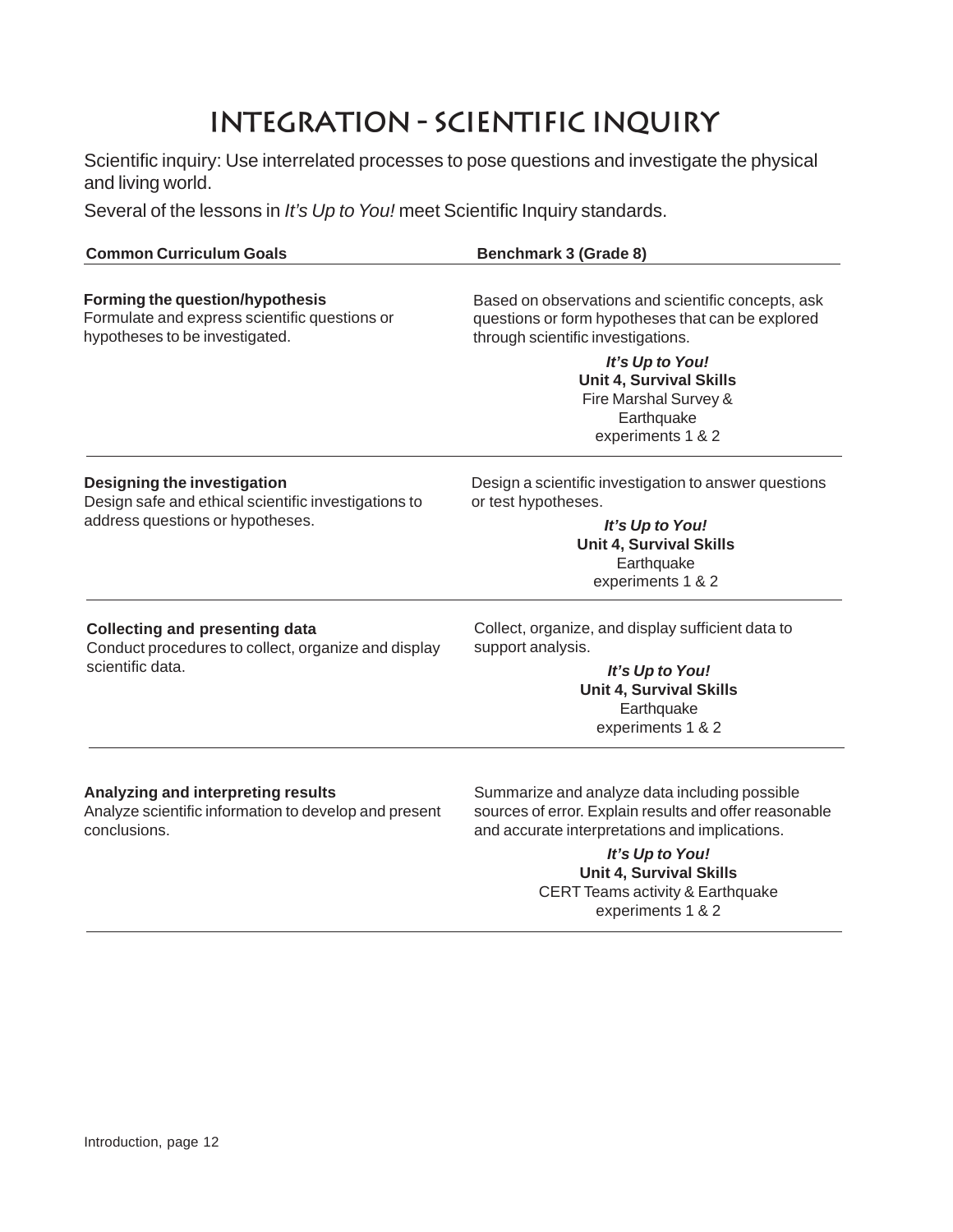# INTEGRATION - SCIENTIFIC INQUIRY

Scientific inquiry: Use interrelated processes to pose questions and investigate the physical and living world.

Several of the lessons in *It's Up to You!* meet Scientific Inquiry standards.

| Common Curriculum Goals | Benchmark 3 (Grade 8) |
|---|---|
| **Forming the question/hypothesis** Formulate and express scientific questions or hypotheses to be investigated. | Based on observations and scientific concepts, ask questions or form hypotheses that can be explored through scientific investigations. ***It's Up to You!*** **Unit 4, Survival Skills** Fire Marshal Survey & Earthquake experiments 1 & 2 |
| **Designing the investigation** Design safe and ethical scientific investigations to address questions or hypotheses. | Design a scientific investigation to answer questions or test hypotheses. ***It's Up to You!*** **Unit 4, Survival Skills** Earthquake experiments 1 & 2 |
| **Collecting and presenting data** Conduct procedures to collect, organize and display scientific data. | Collect, organize, and display sufficient data to support analysis. ***It's Up to You!*** **Unit 4, Survival Skills** Earthquake experiments 1 & 2 |
| **Analyzing and interpreting results** Analyze scientific information to develop and present conclusions. | Summarize and analyze data including possible sources of error. Explain results and offer reasonable and accurate interpretations and implications. ***It's Up to You!*** **Unit 4, Survival Skills** CERT Teams activity & Earthquake experiments 1 & 2 |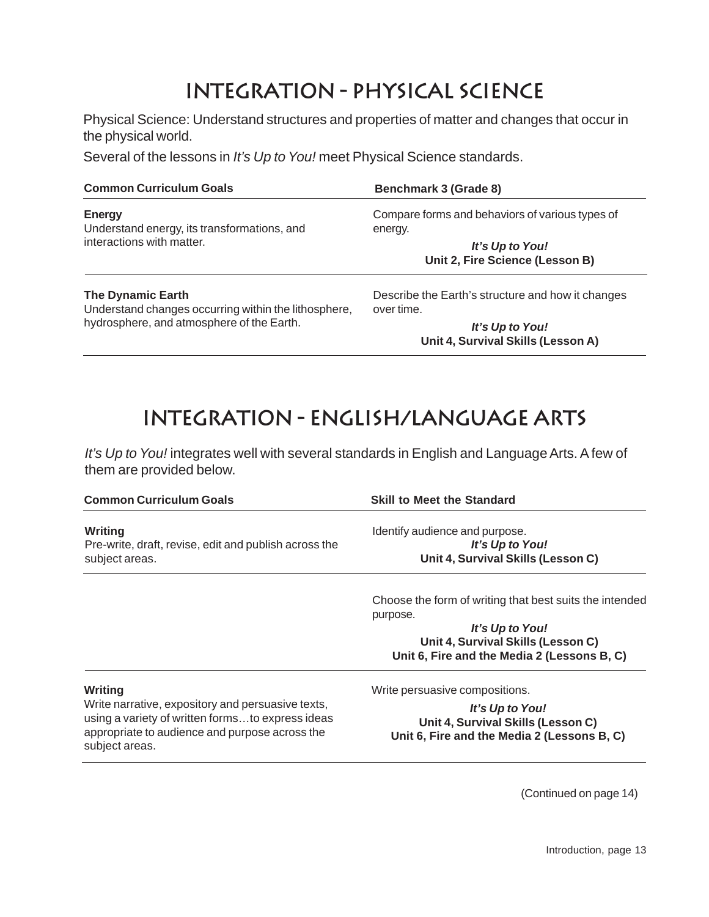# INTEGRATION – PHYSICAL SCIENCE

Physical Science: Understand structures and properties of matter and changes that occur in the physical world.

Several of the lessons in *It's Up to You!* meet Physical Science standards.

| Common Curriculum Goals | Benchmark 3 (Grade 8) |
|---|---|
| **Energy**<br>Understand energy, its transformations, and interactions with matter. | Compare forms and behaviors of various types of energy.<br>***It's Up to You!***<br>**Unit 2, Fire Science (Lesson B)** |
| **The Dynamic Earth**<br>Understand changes occurring within the lithosphere, hydrosphere, and atmosphere of the Earth. | Describe the Earth's structure and how it changes over time.<br>***It's Up to You!***<br>**Unit 4, Survival Skills (Lesson A)** |

# INTEGRATION – ENGLISH/LANGUAGE ARTS

*It's Up to You!* integrates well with several standards in English and Language Arts. A few of them are provided below.

| Common Curriculum Goals | Skill to Meet the Standard |
|---|---|
| **Writing**<br>Pre-write, draft, revise, edit and publish across the subject areas. | Identify audience and purpose.<br>***It's Up to You!***<br>**Unit 4, Survival Skills (Lesson C)** |
| | Choose the form of writing that best suits the intended purpose.<br>***It's Up to You!***<br>**Unit 4, Survival Skills (Lesson C)**<br>**Unit 6, Fire and the Media 2 (Lessons B, C)** |
| **Writing**<br>Write narrative, expository and persuasive texts, using a variety of written forms…to express ideas appropriate to audience and purpose across the subject areas. | Write persuasive compositions.<br>***It's Up to You!***<br>**Unit 4, Survival Skills (Lesson C)**<br>**Unit 6, Fire and the Media 2 (Lessons B, C)** |

(Continued on page 14)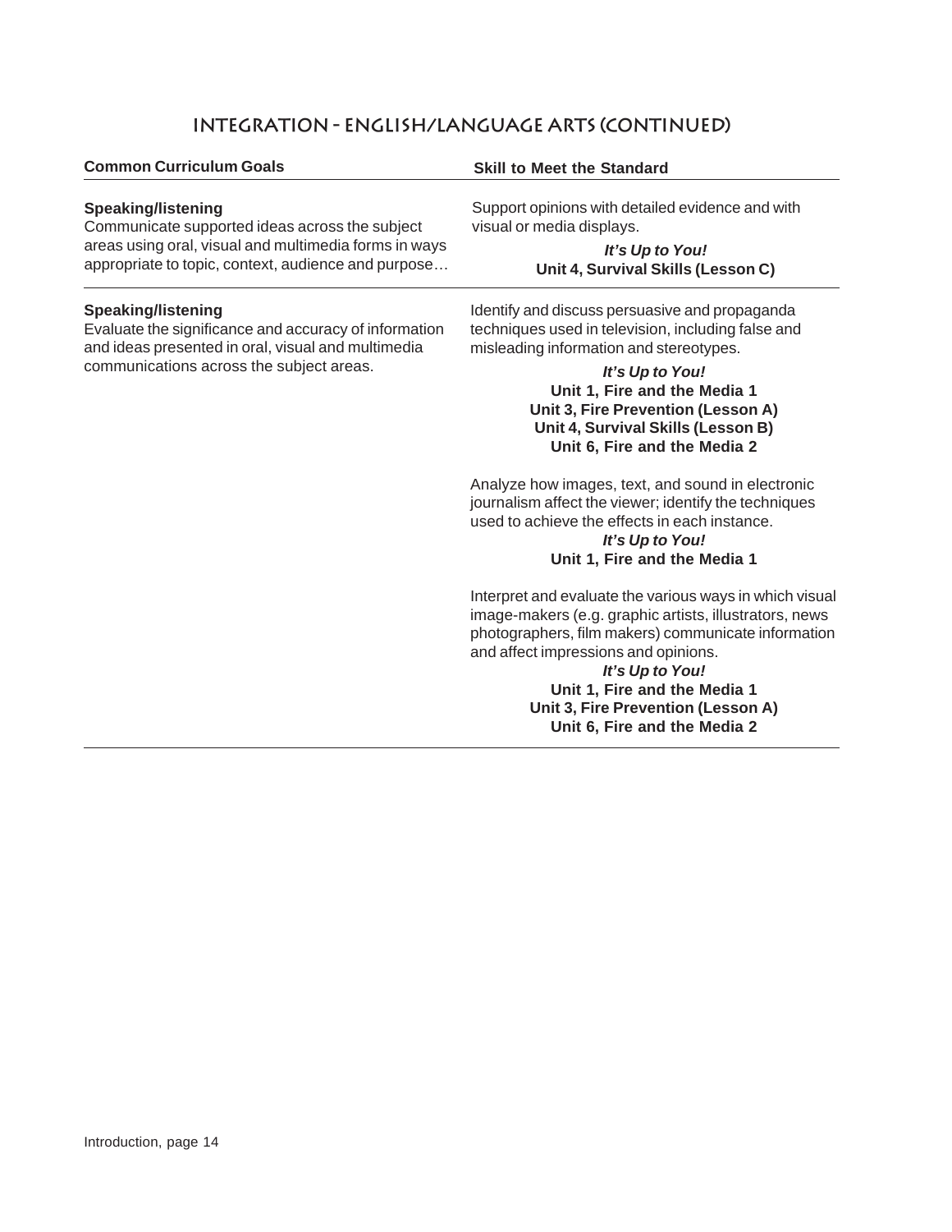# INTEGRATION - ENGLISH/LANGUAGE ARTS (CONTINUED)

| Common Curriculum Goals | Skill to Meet the Standard |
|---|---|
| **Speaking/listening**<br>Communicate supported ideas across the subject areas using oral, visual and multimedia forms in ways appropriate to topic, context, audience and purpose… | Support opinions with detailed evidence and with visual or media displays.<br>***It's Up to You!***<br>**Unit 4, Survival Skills (Lesson C)** |
| **Speaking/listening**<br>Evaluate the significance and accuracy of information and ideas presented in oral, visual and multimedia communications across the subject areas. | Identify and discuss persuasive and propaganda techniques used in television, including false and misleading information and stereotypes.<br>***It's Up to You!***<br>**Unit 1, Fire and the Media 1**<br>**Unit 3, Fire Prevention (Lesson A)**<br>**Unit 4, Survival Skills (Lesson B)**<br>**Unit 6, Fire and the Media 2**<br><br>Analyze how images, text, and sound in electronic journalism affect the viewer; identify the techniques used to achieve the effects in each instance.<br>***It's Up to You!***<br>**Unit 1, Fire and the Media 1**<br><br>Interpret and evaluate the various ways in which visual image-makers (e.g. graphic artists, illustrators, news photographers, film makers) communicate information and affect impressions and opinions.<br>***It's Up to You!***<br>**Unit 1, Fire and the Media 1**<br>**Unit 3, Fire Prevention (Lesson A)**<br>**Unit 6, Fire and the Media 2** |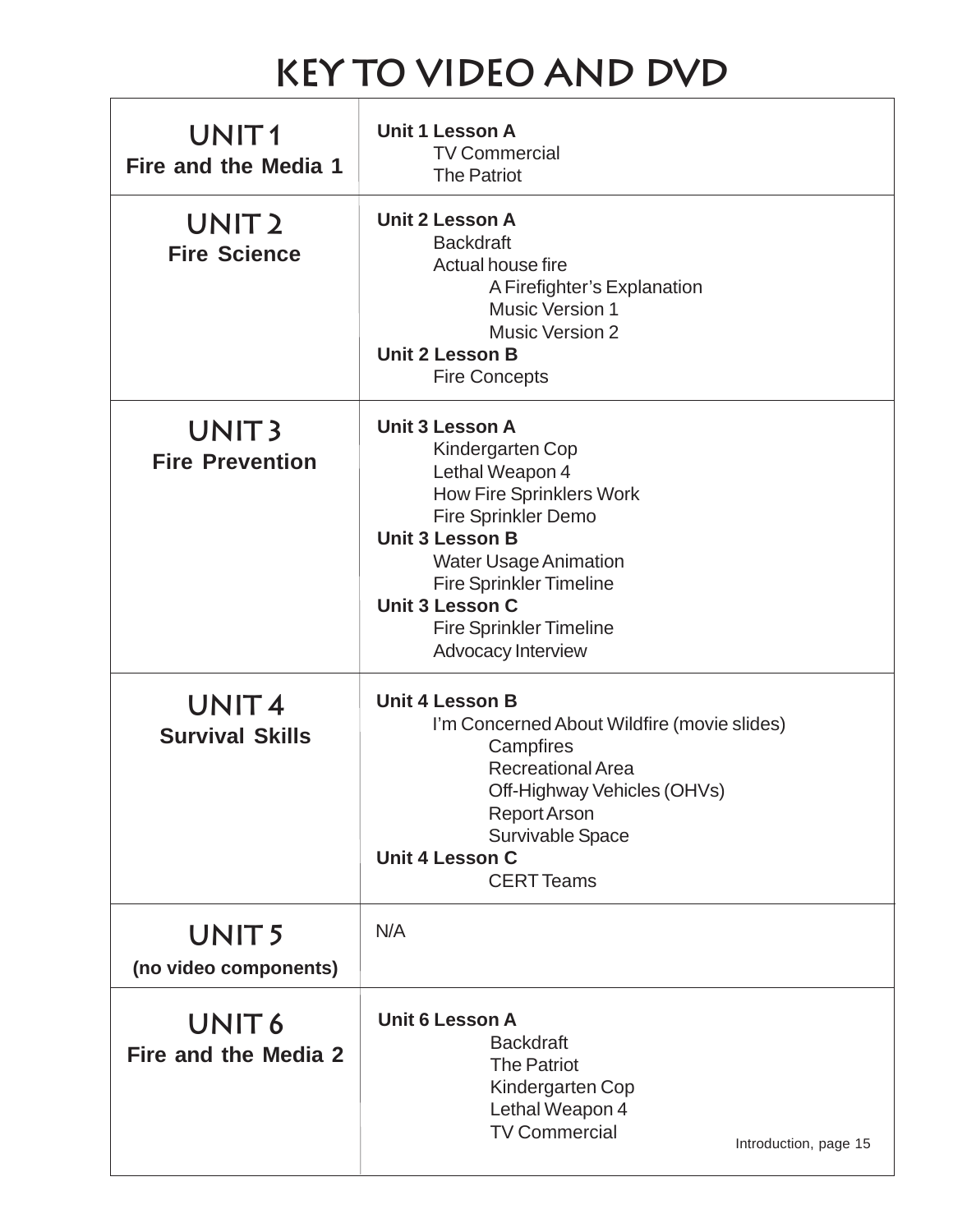# KEY TO VIDEO AND DVD

| | |
|---|---|
| **UNIT 1**<br>**Fire and the Media 1** | **Unit 1 Lesson A**<br>TV Commercial<br>The Patriot |
| **UNIT 2**<br>**Fire Science** | **Unit 2 Lesson A**<br>Backdraft<br>Actual house fire<br>A Firefighter's Explanation<br>Music Version 1<br>Music Version 2<br>**Unit 2 Lesson B**<br>Fire Concepts |
| **UNIT 3**<br>**Fire Prevention** | **Unit 3 Lesson A**<br>Kindergarten Cop<br>Lethal Weapon 4<br>How Fire Sprinklers Work<br>Fire Sprinkler Demo<br>**Unit 3 Lesson B**<br>Water Usage Animation<br>Fire Sprinkler Timeline<br>**Unit 3 Lesson C**<br>Fire Sprinkler Timeline<br>Advocacy Interview |
| **UNIT 4**<br>**Survival Skills** | **Unit 4 Lesson B**<br>I'm Concerned About Wildfire (movie slides)<br>Campfires<br>Recreational Area<br>Off-Highway Vehicles (OHVs)<br>Report Arson<br>Survivable Space<br>**Unit 4 Lesson C**<br>CERT Teams |
| **UNIT 5**<br>**(no video components)** | N/A |
| **UNIT 6**<br>**Fire and the Media 2** | **Unit 6 Lesson A**<br>Backdraft<br>The Patriot<br>Kindergarten Cop<br>Lethal Weapon 4<br>TV Commercial |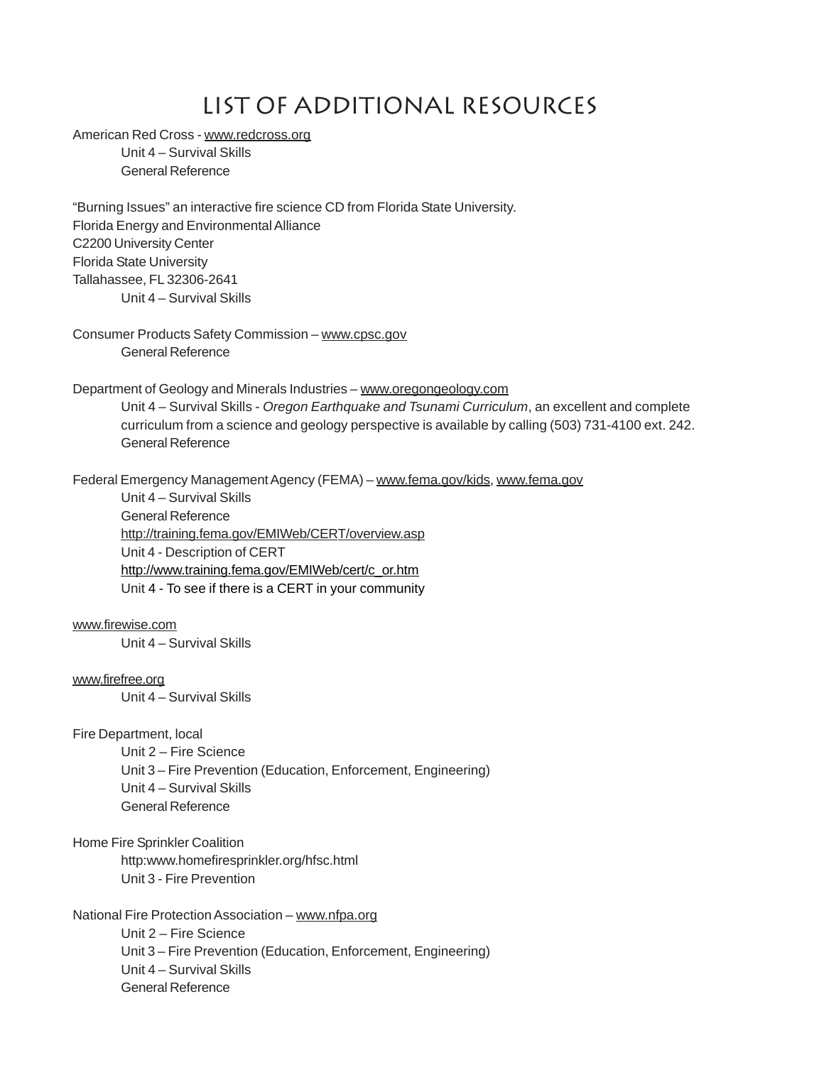# List of Additional Resources

American Red Cross - www.redcross.org

  Unit 4 – Survival Skills
  General Reference

“Burning Issues” an interactive fire science CD from Florida State University.
Florida Energy and Environmental Alliance
C2200 University Center
Florida State University
Tallahassee, FL 32306-2641

  Unit 4 – Survival Skills

Consumer Products Safety Commission – www.cpsc.gov

  General Reference

Department of Geology and Minerals Industries – www.oregongeology.com

  Unit 4 – Survival Skills - *Oregon Earthquake and Tsunami Curriculum*, an excellent and complete curriculum from a science and geology perspective is available by calling (503) 731-4100 ext. 242.
  General Reference

Federal Emergency Management Agency (FEMA) – www.fema.gov/kids, www.fema.gov

  Unit 4 – Survival Skills
  General Reference
  http://training.fema.gov/EMIWeb/CERT/overview.asp
  Unit 4 - Description of CERT
  http://www.training.fema.gov/EMIWeb/cert/c_or.htm
  Unit 4 - To see if there is a CERT in your community

www.firewise.com

  Unit 4 – Survival Skills

www.firefree.org

  Unit 4 – Survival Skills

Fire Department, local

  Unit 2 – Fire Science
  Unit 3 – Fire Prevention (Education, Enforcement, Engineering)
  Unit 4 – Survival Skills
  General Reference

Home Fire Sprinkler Coalition

  http:www.homefiresprinkler.org/hfsc.html
  Unit 3 - Fire Prevention

National Fire Protection Association – www.nfpa.org

  Unit 2 – Fire Science
  Unit 3 – Fire Prevention (Education, Enforcement, Engineering)
  Unit 4 – Survival Skills
  General Reference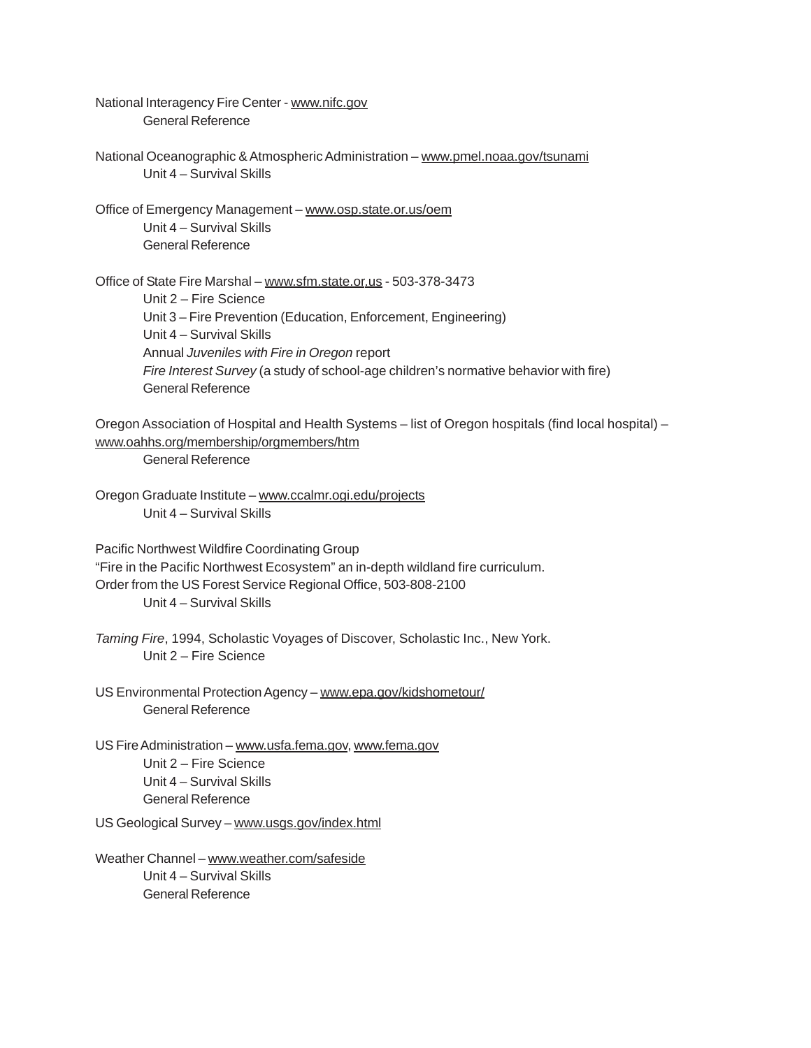National Interagency Fire Center - www.nifc.gov

General Reference

National Oceanographic & Atmospheric Administration – www.pmel.noaa.gov/tsunami

Unit 4 – Survival Skills

Office of Emergency Management – www.osp.state.or.us/oem

Unit 4 – Survival Skills
General Reference

Office of State Fire Marshal – www.sfm.state.or.us - 503-378-3473

Unit 2 – Fire Science
Unit 3 – Fire Prevention (Education, Enforcement, Engineering)
Unit 4 – Survival Skills
Annual *Juveniles with Fire in Oregon* report
*Fire Interest Survey* (a study of school-age children's normative behavior with fire)
General Reference

Oregon Association of Hospital and Health Systems – list of Oregon hospitals (find local hospital) – www.oahhs.org/membership/orgmembers/htm

General Reference

Oregon Graduate Institute – www.ccalmr.ogi.edu/projects

Unit 4 – Survival Skills

Pacific Northwest Wildfire Coordinating Group
"Fire in the Pacific Northwest Ecosystem" an in-depth wildland fire curriculum.
Order from the US Forest Service Regional Office, 503-808-2100

Unit 4 – Survival Skills

*Taming Fire*, 1994, Scholastic Voyages of Discover, Scholastic Inc., New York.

Unit 2 – Fire Science

US Environmental Protection Agency – www.epa.gov/kidshometour/

General Reference

US Fire Administration – www.usfa.fema.gov, www.fema.gov

Unit 2 – Fire Science
Unit 4 – Survival Skills
General Reference

US Geological Survey – www.usgs.gov/index.html

Weather Channel – www.weather.com/safeside

Unit 4 – Survival Skills
General Reference